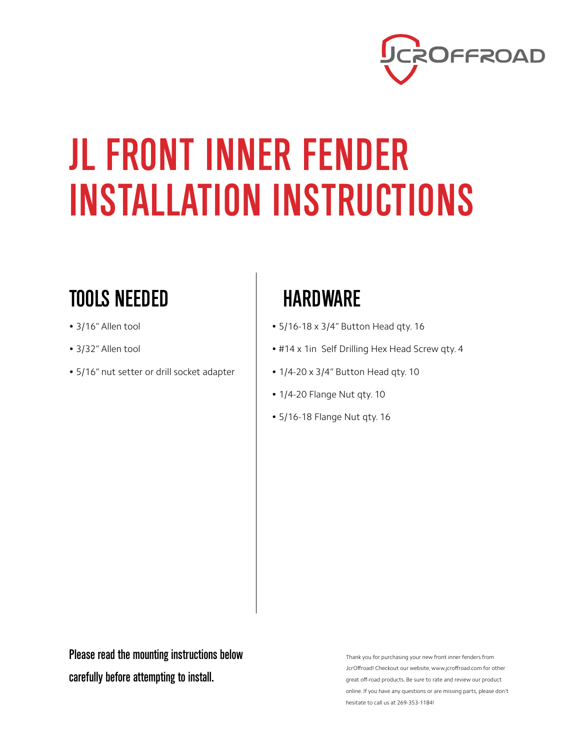JcrOffroad

# JL FRONT INNER FENDER INSTALLATION INSTRUCTIONS

## TOOLS NEEDED

- 3/16" Allen tool
- 3/32" Allen tool
- 5/16" nut setter or drill socket adapter

## HARDWARE

- 5/16-18 x 3/4" Button Head qty. 16
- #14 x 1in Self Drilling Hex Head Screw qty. 4
- 1/4-20 x 3/4" Button Head qty. 10
- 1/4-20 Flange Nut qty. 10
- 5/16-18 Flange Nut qty. 16

**Please read the mounting instructions below carefully before attempting to install.**

Thank you for purchasing your new front inner fenders from JcrOffroad! Checkout our website, www.jcroffroad.com for other great off-road products. Be sure to rate and review our product online. If you have any questions or are missing parts, please don't hesitate to call us at 269-353-1184!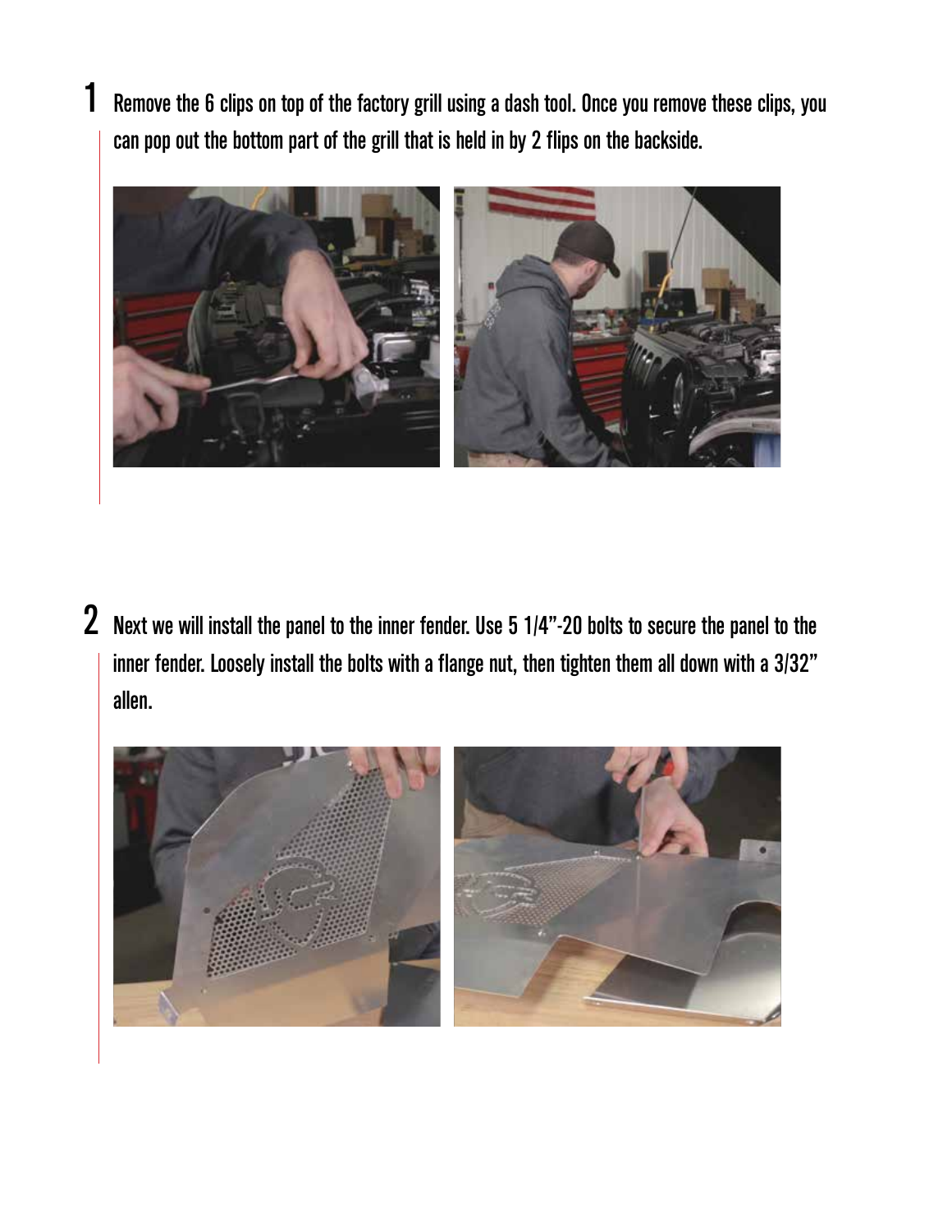1. Remove the 6 clips on top of the factory grill using a dash tool. Once you remove these clips, you can pop out the bottom part of the grill that is held in by 2 flips on the backside.

2. Next we will install the panel to the inner fender. Use 5 1/4"-20 bolts to secure the panel to the inner fender. Loosely install the bolts with a flange nut, then tighten them all down with a 3/32" allen.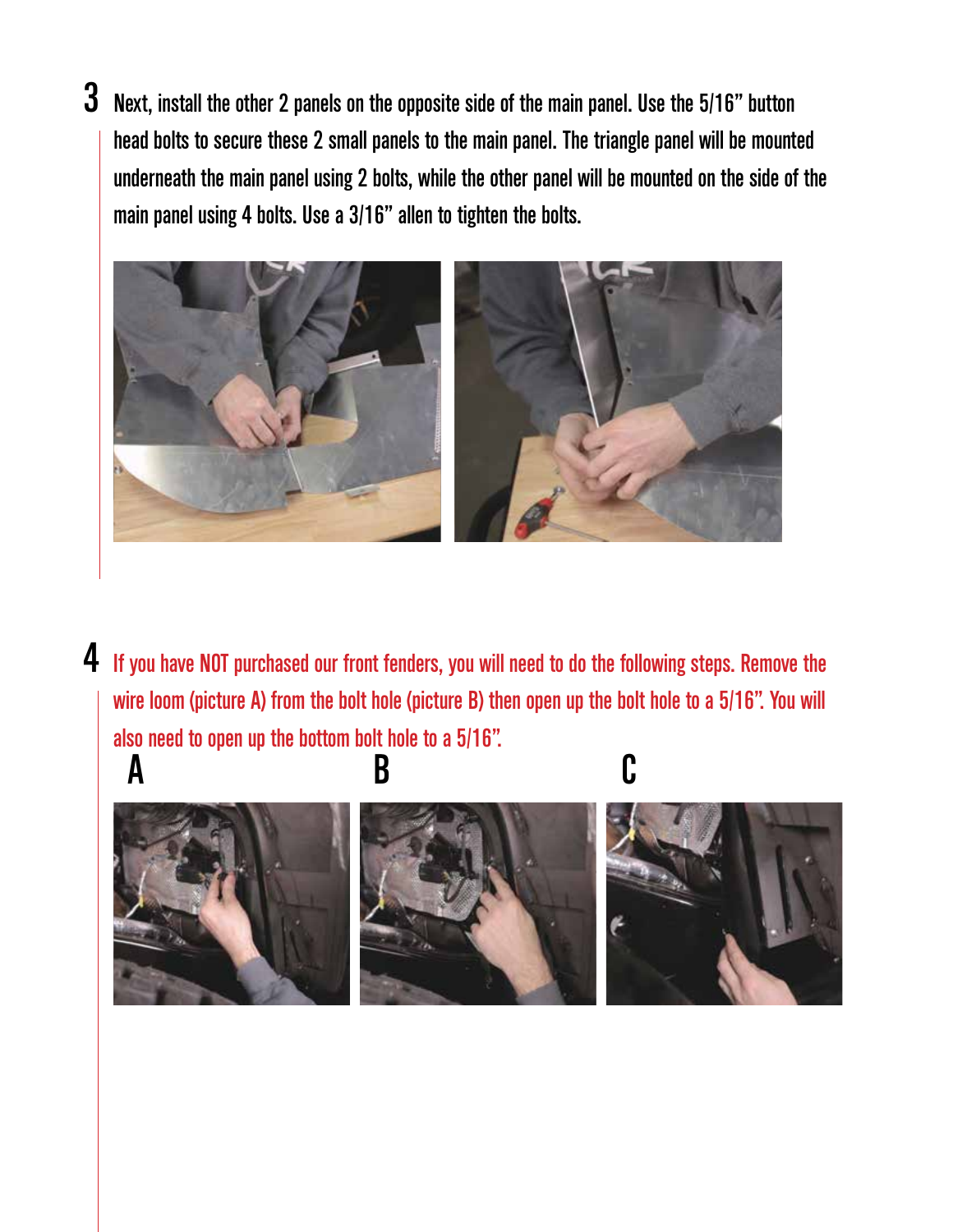3 Next, install the other 2 panels on the opposite side of the main panel. Use the 5/16" button head bolts to secure these 2 small panels to the main panel. The triangle panel will be mounted underneath the main panel using 2 bolts, while the other panel will be mounted on the side of the main panel using 4 bolts. Use a 3/16" allen to tighten the bolts.

4 If you have NOT purchased our front fenders, you will need to do the following steps. Remove the wire loom (picture A) from the bolt hole (picture B) then open up the bolt hole to a 5/16". You will also need to open up the bottom bolt hole to a 5/16".

A

B

C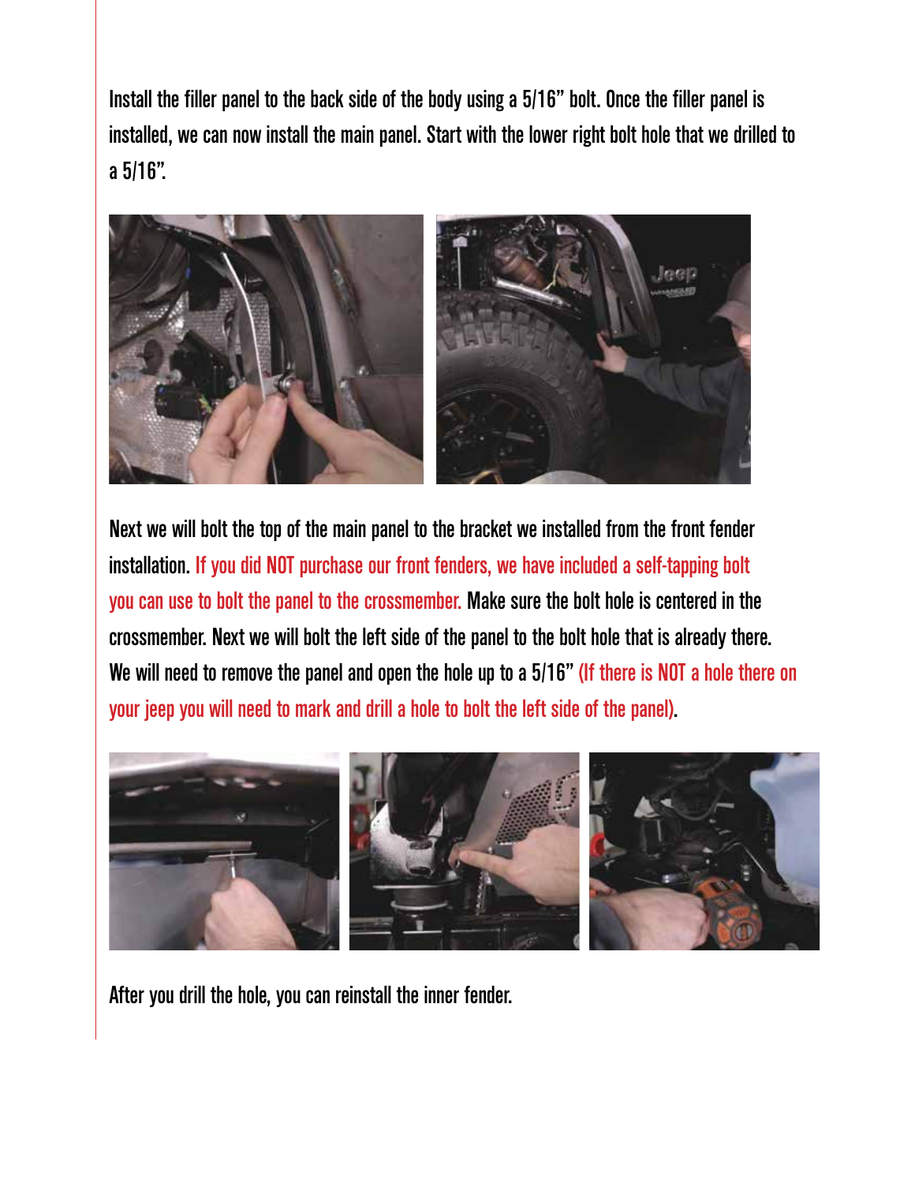Install the filler panel to the back side of the body using a 5/16" bolt. Once the filler panel is installed, we can now install the main panel. Start with the lower right bolt hole that we drilled to a 5/16".

Next we will bolt the top of the main panel to the bracket we installed from the front fender installation. If you did NOT purchase our front fenders, we have included a self-tapping bolt you can use to bolt the panel to the crossmember. Make sure the bolt hole is centered in the crossmember. Next we will bolt the left side of the panel to the bolt hole that is already there. We will need to remove the panel and open the hole up to a 5/16" (If there is NOT a hole there on your jeep you will need to mark and drill a hole to bolt the left side of the panel).

After you drill the hole, you can reinstall the inner fender.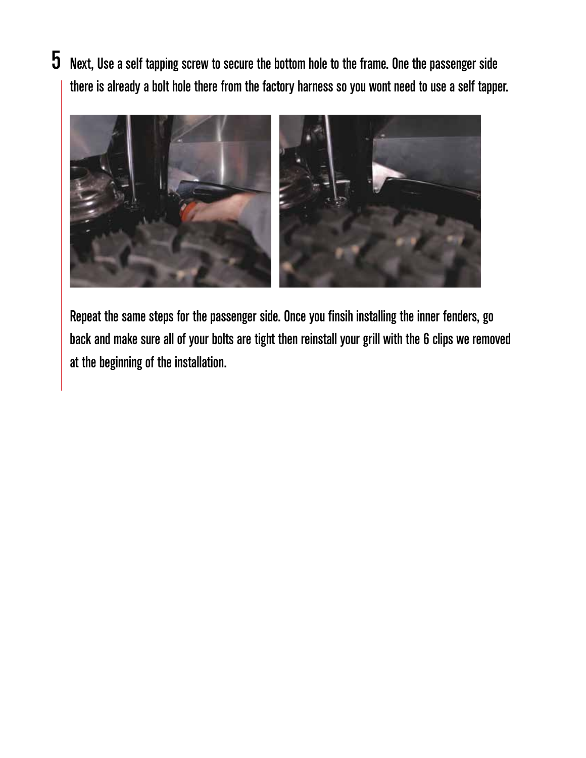5 Next, Use a self tapping screw to secure the bottom hole to the frame. One the passenger side there is already a bolt hole there from the factory harness so you wont need to use a self tapper.

Repeat the same steps for the passenger side. Once you finsih installing the inner fenders, go back and make sure all of your bolts are tight then reinstall your grill with the 6 clips we removed at the beginning of the installation.